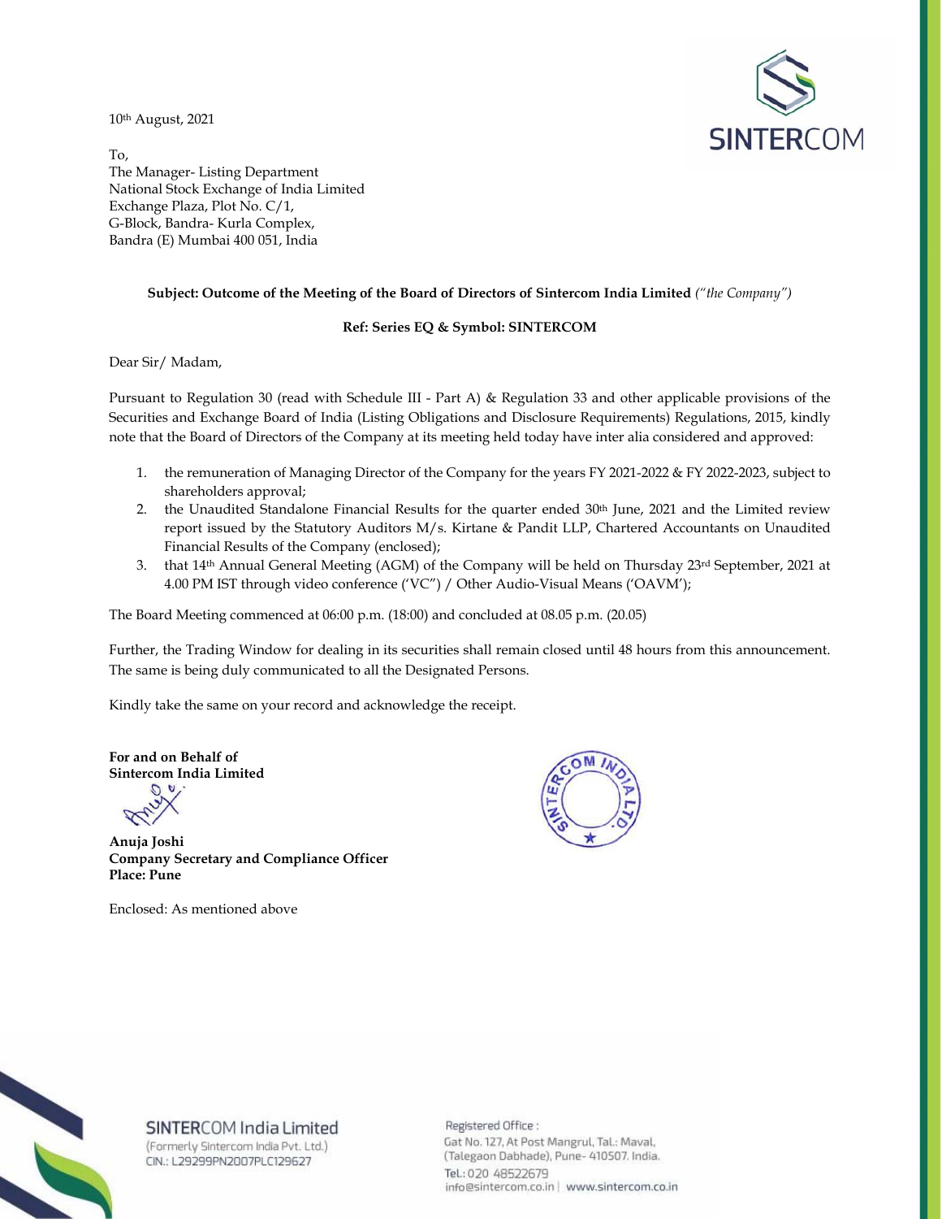10th August, 2021

To,
The Manager- Listing Department
National Stock Exchange of India Limited
Exchange Plaza, Plot No. C/1,
G-Block, Bandra- Kurla Complex,
Bandra (E) Mumbai 400 051, India

**Subject: Outcome of the Meeting of the Board of Directors of Sintercom India Limited** *("the Company")*

**Ref: Series EQ & Symbol: SINTERCOM**

Dear Sir/ Madam,

Pursuant to Regulation 30 (read with Schedule III - Part A) & Regulation 33 and other applicable provisions of the Securities and Exchange Board of India (Listing Obligations and Disclosure Requirements) Regulations, 2015, kindly note that the Board of Directors of the Company at its meeting held today have inter alia considered and approved:

1. the remuneration of Managing Director of the Company for the years FY 2021-2022 & FY 2022-2023, subject to shareholders approval;
2. the Unaudited Standalone Financial Results for the quarter ended 30th June, 2021 and the Limited review report issued by the Statutory Auditors M/s. Kirtane & Pandit LLP, Chartered Accountants on Unaudited Financial Results of the Company (enclosed);
3. that 14th Annual General Meeting (AGM) of the Company will be held on Thursday 23rd September, 2021 at 4.00 PM IST through video conference ('VC") / Other Audio-Visual Means ('OAVM');

The Board Meeting commenced at 06:00 p.m. (18:00) and concluded at 08.05 p.m. (20.05)

Further, the Trading Window for dealing in its securities shall remain closed until 48 hours from this announcement. The same is being duly communicated to all the Designated Persons.

Kindly take the same on your record and acknowledge the receipt.

**For and on Behalf of**
**Sintercom India Limited**

**Anuja Joshi**
**Company Secretary and Compliance Officer**
**Place: Pune**

Enclosed: As mentioned above

SINTERCOM India Limited
(Formerly Sintercom India Pvt. Ltd.)
CIN.: L29299PN2007PLC129627

Registered Office :
Gat No. 127, At Post Mangrul, Tal.: Maval,
(Talegaon Dabhade), Pune- 410507. India.
Tel.: 020 48522679
info@sintercom.co.in | www.sintercom.co.in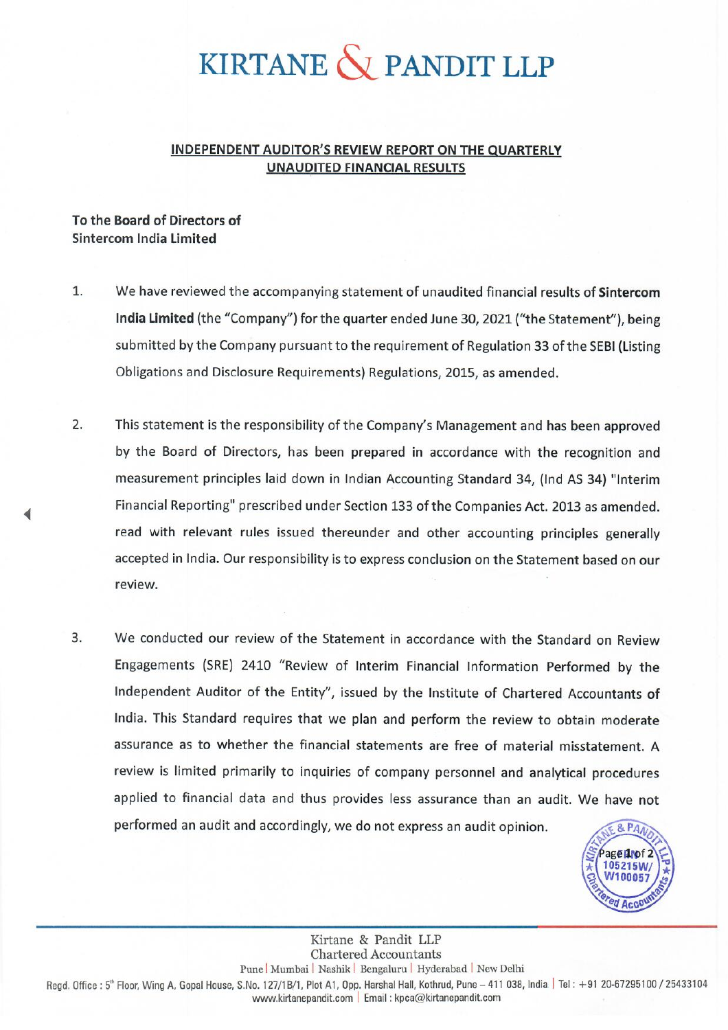# KIRTANE & PANDIT LLP

**INDEPENDENT AUDITOR'S REVIEW REPORT ON THE QUARTERLY UNAUDITED FINANCIAL RESULTS**

**To the Board of Directors of**
**Sintercom India Limited**

1. We have reviewed the accompanying statement of unaudited financial results of **Sintercom India Limited** (the "Company") for the quarter ended June 30, 2021 ("the Statement"), being submitted by the Company pursuant to the requirement of Regulation 33 of the SEBI (Listing Obligations and Disclosure Requirements) Regulations, 2015, as amended.

2. This statement is the responsibility of the Company's Management and has been approved by the Board of Directors, has been prepared in accordance with the recognition and measurement principles laid down in Indian Accounting Standard 34, (Ind AS 34) "Interim Financial Reporting" prescribed under Section 133 of the Companies Act. 2013 as amended. read with relevant rules issued thereunder and other accounting principles generally accepted in India. Our responsibility is to express conclusion on the Statement based on our review.

3. We conducted our review of the Statement in accordance with the Standard on Review Engagements (SRE) 2410 "Review of Interim Financial Information Performed by the Independent Auditor of the Entity", issued by the Institute of Chartered Accountants of India. This Standard requires that we plan and perform the review to obtain moderate assurance as to whether the financial statements are free of material misstatement. A review is limited primarily to inquiries of company personnel and analytical procedures applied to financial data and thus provides less assurance than an audit. We have not performed an audit and accordingly, we do not express an audit opinion.

Kirtane & Pandit LLP
Chartered Accountants
Pune | Mumbai | Nashik | Bengaluru | Hyderabad | New Delhi
Regd. Office : 5th Floor, Wing A, Gopal House, S.No. 127/1B/1, Plot A1, Opp. Harshal Hall, Kothrud, Pune – 411 038, India | Tel : +91 20-67295100 / 25433104
www.kirtanepandit.com | Email : kpca@kirtanepandit.com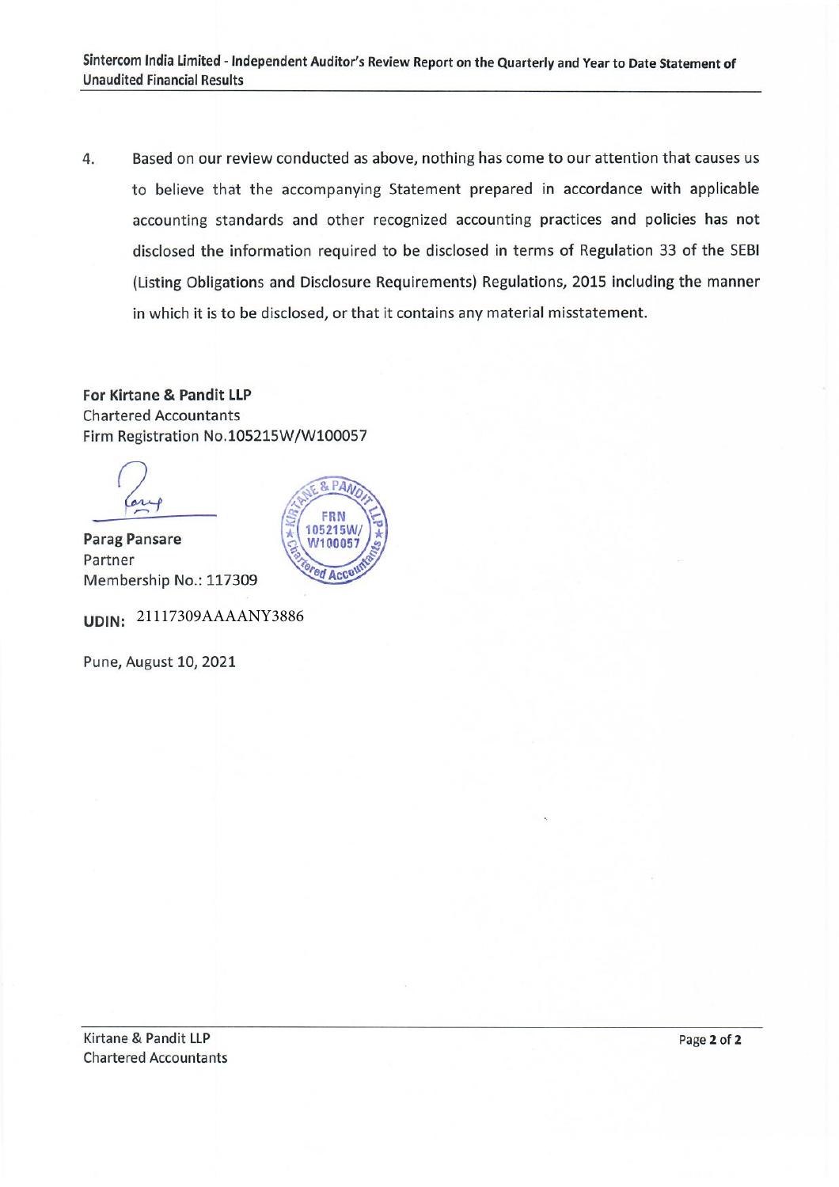4. Based on our review conducted as above, nothing has come to our attention that causes us to believe that the accompanying Statement prepared in accordance with applicable accounting standards and other recognized accounting practices and policies has not disclosed the information required to be disclosed in terms of Regulation 33 of the SEBI (Listing Obligations and Disclosure Requirements) Regulations, 2015 including the manner in which it is to be disclosed, or that it contains any material misstatement.

**For Kirtane & Pandit LLP**
Chartered Accountants
Firm Registration No.105215W/W100057

**Parag Pansare**
Partner
Membership No.: 117309

**UDIN:** 21117309AAAANY3886

Pune, August 10, 2021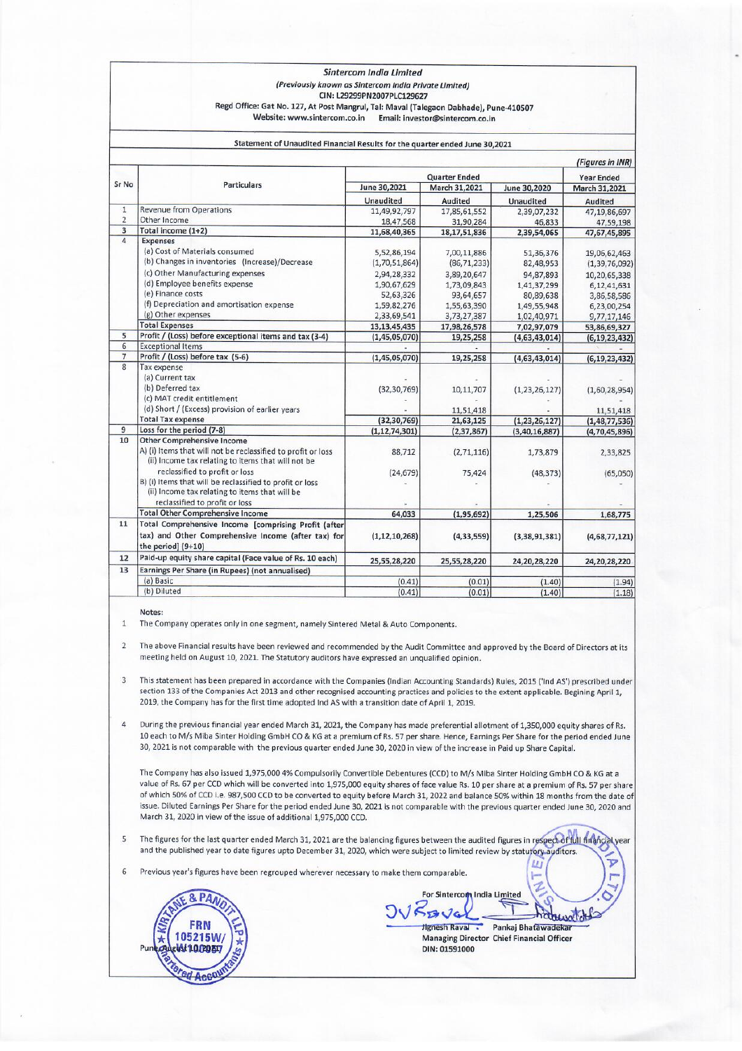# Sintercom India Limited

*(Previously known as Sintercom India Private Limited)*

CIN: L29299PN2007PLC129627

Regd Office: Gat No. 127, At Post Mangrul, Tal: Maval (Talegaon Dabhade), Pune-410507

Website: www.sintercom.co.in Email: investor@sintercom.co.in

## Statement of Unaudited Financial Results for the quarter ended June 30,2021

*(Figures in INR)*

| Sr No | Particulars | Quarter Ended | | | Year Ended |
|---|---|---|---|---|---|
| | | June 30,2021 | March 31,2021 | June 30,2020 | March 31,2021 |
| | | Unaudited | Audited | Unaudited | Audited |
| 1 | Revenue from Operations | 11,49,92,797 | 17,85,61,552 | 2,39,07,232 | 47,19,86,697 |
| 2 | Other Income | 18,47,568 | 31,90,284 | 46,833 | 47,59,198 |
| 3 | Total income (1+2) | 11,68,40,365 | 18,17,51,836 | 2,39,54,065 | 47,67,45,895 |
| 4 | Expenses | | | | |
| | (a) Cost of Materials consumed | 5,52,86,194 | 7,00,11,886 | 51,36,376 | 19,06,62,463 |
| | (b) Changes in inventories (Increase)/Decrease | (1,70,51,864) | (86,71,233) | 82,48,953 | (1,39,76,092) |
| | (c) Other Manufacturing expenses | 2,94,28,332 | 3,89,20,647 | 94,87,893 | 10,20,65,338 |
| | (d) Employee benefits expense | 1,90,67,629 | 1,73,09,843 | 1,41,37,299 | 6,12,41,631 |
| | (e) Finance costs | 52,63,326 | 93,64,657 | 80,89,638 | 3,86,58,586 |
| | (f) Depreciation and amortisation expense | 1,59,82,276 | 1,55,63,390 | 1,49,55,948 | 6,23,00,254 |
| | (g) Other expenses | 2,33,69,541 | 3,73,27,387 | 1,02,40,971 | 9,77,17,146 |
| | Total Expenses | 13,13,45,435 | 17,98,26,578 | 7,02,97,079 | 53,86,69,327 |
| 5 | Profit / (Loss) before exceptional items and tax (3-4) | (1,45,05,070) | 19,25,258 | (4,63,43,014) | (6,19,23,432) |
| 6 | Exceptional Items | - | - | - | - |
| 7 | Profit / (Loss) before tax (5-6) | (1,45,05,070) | 19,25,258 | (4,63,43,014) | (6,19,23,432) |
| 8 | Tax expense | | | | |
| | (a) Current tax | - | - | - | - |
| | (b) Deferred tax | (32,30,769) | 10,11,707 | (1,23,26,127) | (1,60,28,954) |
| | (c) MAT credit entitlement | - | - | - | - |
| | (d) Short / (Excess) provision of earlier years | - | 11,51,418 | - | 11,51,418 |
| | Total Tax expense | (32,30,769) | 21,63,125 | (1,23,26,127) | (1,48,77,536) |
| 9 | Loss for the period (7-8) | (1,12,74,301) | (2,37,867) | (3,40,16,887) | (4,70,45,896) |
| 10 | Other Comprehensive Income | | | | |
| | A) (i) Items that will not be reclassified to profit or loss | 88,712 | (2,71,116) | 1,73,879 | 2,33,825 |
| | (ii) Income tax relating to items that will not be reclassified to profit or loss | (24,679) | 75,424 | (48,373) | (65,050) |
| | B) (i) Items that will be reclassified to profit or loss | - | - | - | - |
| | (ii) Income tax relating to items that will be reclassified to profit or loss | - | - | - | - |
| | Total Other Comprehensive Income | 64,033 | (1,95,692) | 1,25,506 | 1,68,775 |
| 11 | Total Comprehensive Income [comprising Profit (after tax) and Other Comprehensive Income (after tax) for the period] (9+10) | (1,12,10,268) | (4,33,559) | (3,38,91,381) | (4,68,77,121) |
| 12 | Paid-up equity share capital (Face value of Rs. 10 each) | 25,55,28,220 | 25,55,28,220 | 24,20,28,220 | 24,20,28,220 |
| 13 | Earnings Per Share (in Rupees) (not annualised) | | | | |
| | (a) Basic | (0.41) | (0.01) | (1.40) | (1.94) |
| | (b) Diluted | (0.41) | (0.01) | (1.40) | (1.18) |

Notes:

1. The Company operates only in one segment, namely Sintered Metal & Auto Components.

2. The above Financial results have been reviewed and recommended by the Audit Committee and approved by the Board of Directors at its meeting held on August 10, 2021. The Statutory auditors have expressed an unqualified opinion.

3. This statement has been prepared in accordance with the Companies (Indian Accounting Standards) Rules, 2015 ('Ind AS') prescribed under section 133 of the Companies Act 2013 and other recognised accounting practices and policies to the extent applicable. Begining April 1, 2019, the Company has for the first time adopted Ind AS with a transition date of April 1, 2019.

4. During the previous financial year ended March 31, 2021, the Company has made preferential allotment of 1,350,000 equity shares of Rs. 10 each to M/s Miba Sinter Holding GmbH CO & KG at a premium of Rs. 57 per share. Hence, Earnings Per Share for the period ended June 30, 2021 is not comparable with the previous quarter ended June 30, 2020 in view of the increase in Paid up Share Capital.

   The Company has also issued 1,975,000 4% Compulsorily Convertible Debentures (CCD) to M/s Miba Sinter Holding GmbH CO & KG at a value of Rs. 67 per CCD which will be converted into 1,975,000 equity shares of face value Rs. 10 per share at a premium of Rs. 57 per share of which 50% of CCD i.e. 987,500 CCD to be converted to equity before March 31, 2022 and balance 50% within 18 months from the date of issue. Diluted Earnings Per Share for the period ended June 30, 2021 is not comparable with the previous quarter ended June 30, 2020 and March 31, 2020 in view of the issue of additional 1,975,000 CCD.

5. The figures for the last quarter ended March 31, 2021 are the balancing figures between the audited figures in respect of full financial year and the published year to date figures upto December 31, 2020, which were subject to limited review by statutory auditors.

6. Previous year's figures have been regrouped wherever necessary to make them comparable.

For Sintercom India Limited

Jignesh Raval — Managing Director — DIN: 01591000

Pankaj Bhatawadekar — Chief Financial Officer

Pune, August 10, 2021